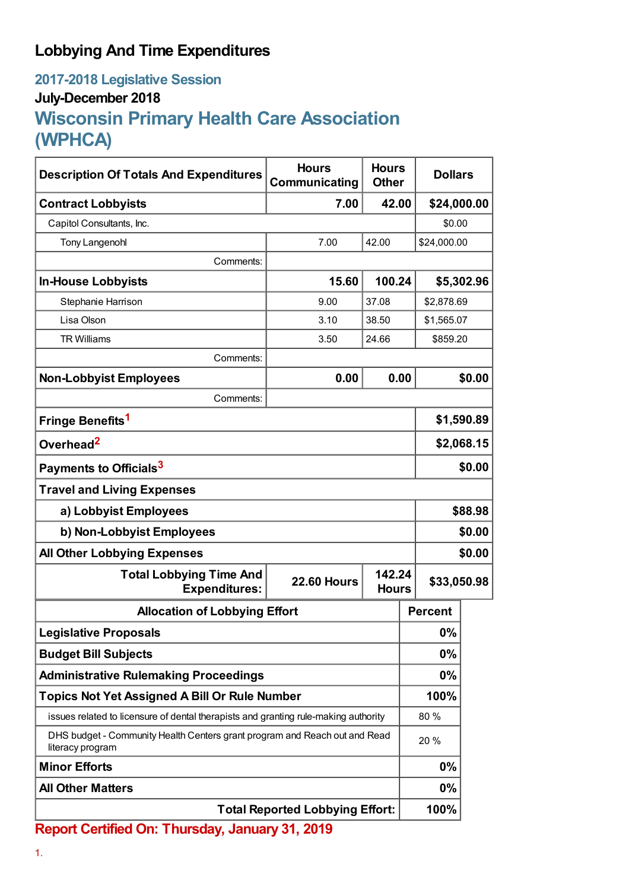# Lobbying And Time Expenditures

## 2017-2018 Legislative Session

### July-December 2018

## Wisconsin Primary Health Care Association (WPHCA)

| Description Of Totals And Expenditures | Hours Communicating | Hours Other | Dollars |
|---|---|---|---|
| **Contract Lobbyists** | **7.00** | **42.00** | **$24,000.00** |
| Capitol Consultants, Inc. | | | $0.00 |
| Tony Langenohl | 7.00 | 42.00 | $24,000.00 |
| Comments: | | | |
| **In-House Lobbyists** | **15.60** | **100.24** | **$5,302.96** |
| Stephanie Harrison | 9.00 | 37.08 | $2,878.69 |
| Lisa Olson | 3.10 | 38.50 | $1,565.07 |
| TR Williams | 3.50 | 24.66 | $859.20 |
| Comments: | | | |
| **Non-Lobbyist Employees** | **0.00** | **0.00** | **$0.00** |
| Comments: | | | |
| **Fringe Benefits[1]** | | | **$1,590.89** |
| **Overhead[2]** | | | **$2,068.15** |
| **Payments to Officials[3]** | | | **$0.00** |
| **Travel and Living Expenses** | | | |
| **a) Lobbyist Employees** | | | **$88.98** |
| **b) Non-Lobbyist Employees** | | | **$0.00** |
| **All Other Lobbying Expenses** | | | **$0.00** |
| **Total Lobbying Time And Expenditures:** | **22.60 Hours** | **142.24 Hours** | **$33,050.98** |

| Allocation of Lobbying Effort | Percent |
|---|---|
| **Legislative Proposals** | **0%** |
| **Budget Bill Subjects** | **0%** |
| **Administrative Rulemaking Proceedings** | **0%** |
| **Topics Not Yet Assigned A Bill Or Rule Number** | **100%** |
| issues related to licensure of dental therapists and granting rule-making authority | 80 % |
| DHS budget - Community Health Centers grant program and Reach out and Read literacy program | 20 % |
| **Minor Efforts** | **0%** |
| **All Other Matters** | **0%** |
| **Total Reported Lobbying Effort:** | **100%** |

**Report Certified On: Thursday, January 31, 2019**

1.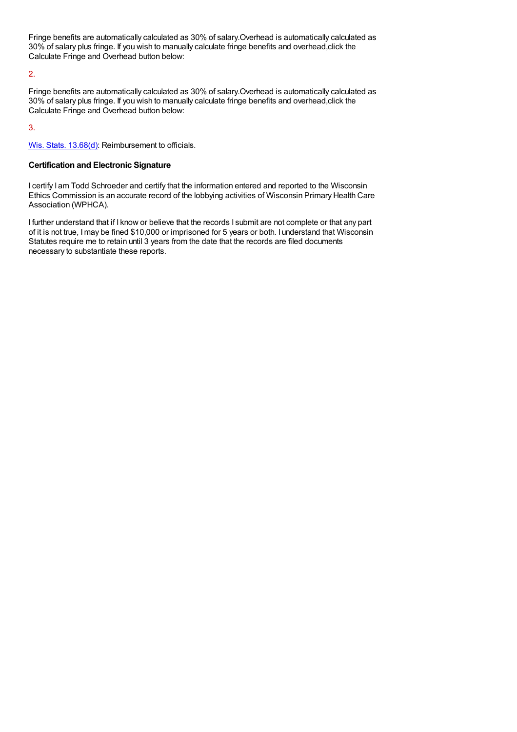Fringe benefits are automatically calculated as 30% of salary.Overhead is automatically calculated as 30% of salary plus fringe. If you wish to manually calculate fringe benefits and overhead,click the Calculate Fringe and Overhead button below:

2.

Fringe benefits are automatically calculated as 30% of salary.Overhead is automatically calculated as 30% of salary plus fringe. If you wish to manually calculate fringe benefits and overhead,click the Calculate Fringe and Overhead button below:

3.

Wis. Stats. 13.68(d): Reimbursement to officials.

**Certification and Electronic Signature**

I certify I am Todd Schroeder and certify that the information entered and reported to the Wisconsin Ethics Commission is an accurate record of the lobbying activities of Wisconsin Primary Health Care Association (WPHCA).

I further understand that if I know or believe that the records I submit are not complete or that any part of it is not true, I may be fined $10,000 or imprisoned for 5 years or both. I understand that Wisconsin Statutes require me to retain until 3 years from the date that the records are filed documents necessary to substantiate these reports.